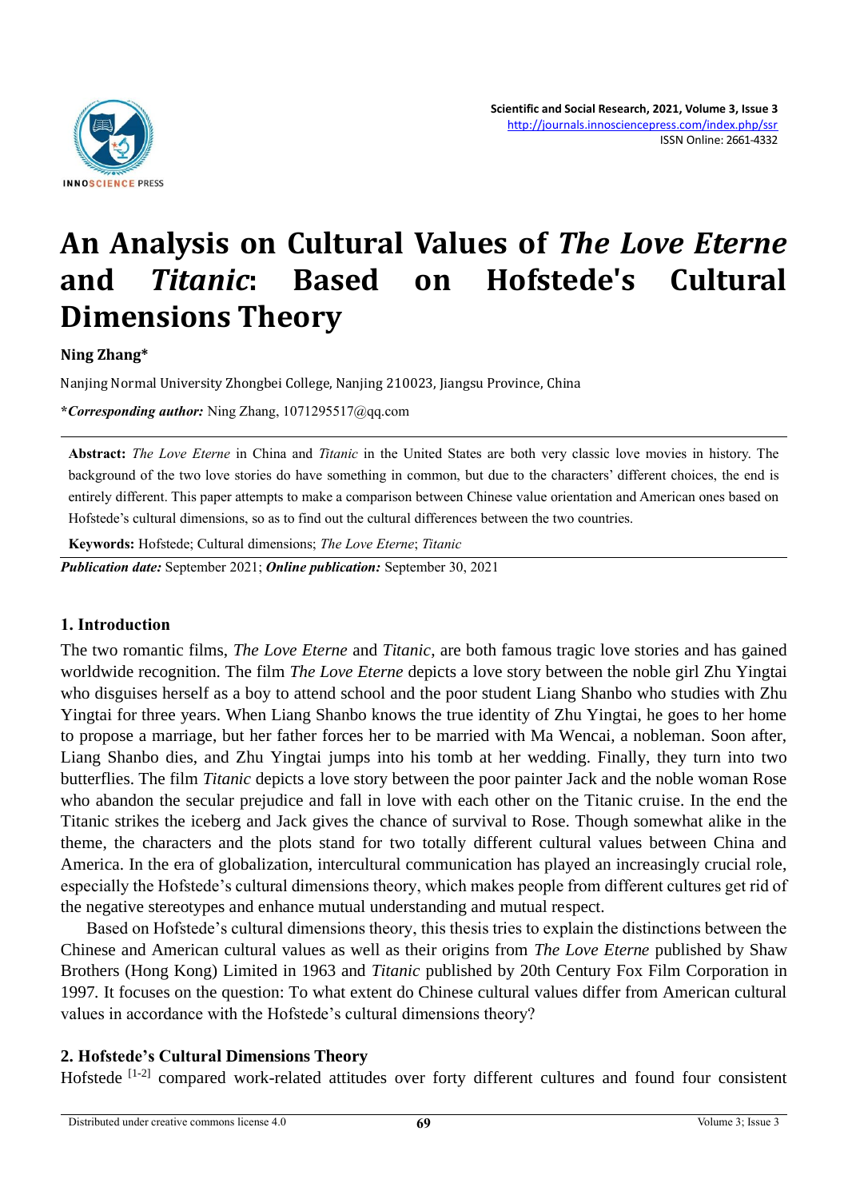# An Analysis on Cultural Values of *The Love Eterne* and *Titanic*: Based on Hofstede's Cultural Dimensions Theory

**Ning Zhang***

Nanjing Normal University Zhongbei College, Nanjing 210023, Jiangsu Province, China

***Corresponding author:*** Ning Zhang, 1071295517@qq.com

**Abstract:** *The Love Eterne* in China and *Titanic* in the United States are both very classic love movies in history. The background of the two love stories do have something in common, but due to the characters' different choices, the end is entirely different. This paper attempts to make a comparison between Chinese value orientation and American ones based on Hofstede's cultural dimensions, so as to find out the cultural differences between the two countries.

**Keywords:** Hofstede; Cultural dimensions; *The Love Eterne*; *Titanic*

***Publication date:*** September 2021; ***Online publication:*** September 30, 2021

## 1. Introduction

The two romantic films, *The Love Eterne* and *Titanic*, are both famous tragic love stories and has gained worldwide recognition. The film *The Love Eterne* depicts a love story between the noble girl Zhu Yingtai who disguises herself as a boy to attend school and the poor student Liang Shanbo who studies with Zhu Yingtai for three years. When Liang Shanbo knows the true identity of Zhu Yingtai, he goes to her home to propose a marriage, but her father forces her to be married with Ma Wencai, a nobleman. Soon after, Liang Shanbo dies, and Zhu Yingtai jumps into his tomb at her wedding. Finally, they turn into two butterflies. The film *Titanic* depicts a love story between the poor painter Jack and the noble woman Rose who abandon the secular prejudice and fall in love with each other on the Titanic cruise. In the end the Titanic strikes the iceberg and Jack gives the chance of survival to Rose. Though somewhat alike in the theme, the characters and the plots stand for two totally different cultural values between China and America. In the era of globalization, intercultural communication has played an increasingly crucial role, especially the Hofstede's cultural dimensions theory, which makes people from different cultures get rid of the negative stereotypes and enhance mutual understanding and mutual respect.

Based on Hofstede's cultural dimensions theory, this thesis tries to explain the distinctions between the Chinese and American cultural values as well as their origins from *The Love Eterne* published by Shaw Brothers (Hong Kong) Limited in 1963 and *Titanic* published by 20th Century Fox Film Corporation in 1997. It focuses on the question: To what extent do Chinese cultural values differ from American cultural values in accordance with the Hofstede's cultural dimensions theory?

## 2. Hofstede's Cultural Dimensions Theory

Hofstede [1-2] compared work-related attitudes over forty different cultures and found four consistent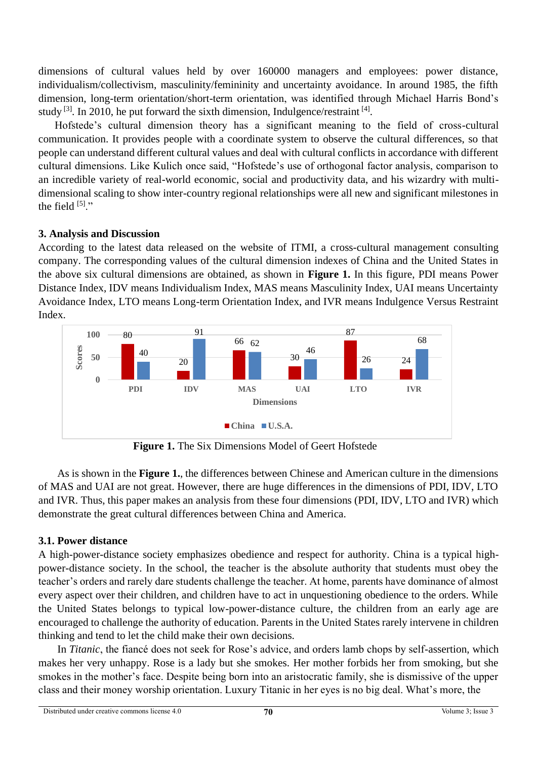dimensions of cultural values held by over 160000 managers and employees: power distance, individualism/collectivism, masculinity/femininity and uncertainty avoidance. In around 1985, the fifth dimension, long-term orientation/short-term orientation, was identified through Michael Harris Bond's study [3]. In 2010, he put forward the sixth dimension, Indulgence/restraint [4].

Hofstede's cultural dimension theory has a significant meaning to the field of cross-cultural communication. It provides people with a coordinate system to observe the cultural differences, so that people can understand different cultural values and deal with cultural conflicts in accordance with different cultural dimensions. Like Kulich once said, "Hofstede's use of orthogonal factor analysis, comparison to an incredible variety of real-world economic, social and productivity data, and his wizardry with multi-dimensional scaling to show inter-country regional relationships were all new and significant milestones in the field [5]."

### 3. Analysis and Discussion

According to the latest data released on the website of ITMI, a cross-cultural management consulting company. The corresponding values of the cultural dimension indexes of China and the United States in the above six cultural dimensions are obtained, as shown in **Figure 1.** In this figure, PDI means Power Distance Index, IDV means Individualism Index, MAS means Masculinity Index, UAI means Uncertainty Avoidance Index, LTO means Long-term Orientation Index, and IVR means Indulgence Versus Restraint Index.

| Dimensions | China | U.S.A. |
|---|---|---|
| PDI | 80 | 40 |
| IDV | 20 | 91 |
| MAS | 66 | 62 |
| UAI | 30 | 46 |
| LTO | 87 | 26 |
| IVR | 24 | 68 |

**Figure 1.** The Six Dimensions Model of Geert Hofstede

As is shown in the **Figure 1.**, the differences between Chinese and American culture in the dimensions of MAS and UAI are not great. However, there are huge differences in the dimensions of PDI, IDV, LTO and IVR. Thus, this paper makes an analysis from these four dimensions (PDI, IDV, LTO and IVR) which demonstrate the great cultural differences between China and America.

### 3.1. Power distance

A high-power-distance society emphasizes obedience and respect for authority. China is a typical high-power-distance society. In the school, the teacher is the absolute authority that students must obey the teacher's orders and rarely dare students challenge the teacher. At home, parents have dominance of almost every aspect over their children, and children have to act in unquestioning obedience to the orders. While the United States belongs to typical low-power-distance culture, the children from an early age are encouraged to challenge the authority of education. Parents in the United States rarely intervene in children thinking and tend to let the child make their own decisions.

In *Titanic*, the fiancé does not seek for Rose's advice, and orders lamb chops by self-assertion, which makes her very unhappy. Rose is a lady but she smokes. Her mother forbids her from smoking, but she smokes in the mother's face. Despite being born into an aristocratic family, she is dismissive of the upper class and their money worship orientation. Luxury Titanic in her eyes is no big deal. What's more, the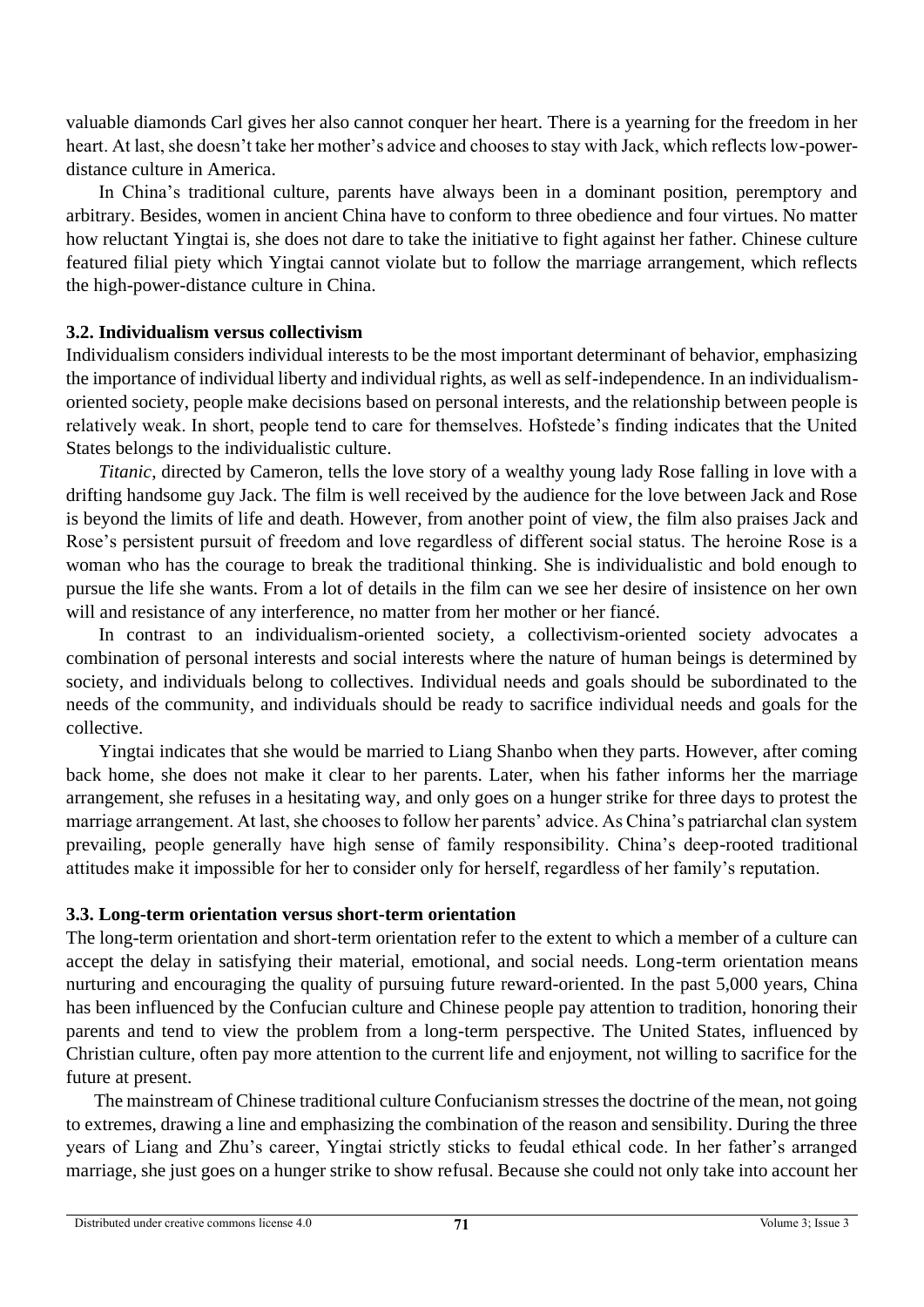valuable diamonds Carl gives her also cannot conquer her heart. There is a yearning for the freedom in her heart. At last, she doesn't take her mother's advice and chooses to stay with Jack, which reflects low-power-distance culture in America.

In China's traditional culture, parents have always been in a dominant position, peremptory and arbitrary. Besides, women in ancient China have to conform to three obedience and four virtues. No matter how reluctant Yingtai is, she does not dare to take the initiative to fight against her father. Chinese culture featured filial piety which Yingtai cannot violate but to follow the marriage arrangement, which reflects the high-power-distance culture in China.

### 3.2. Individualism versus collectivism

Individualism considers individual interests to be the most important determinant of behavior, emphasizing the importance of individual liberty and individual rights, as well as self-independence. In an individualism-oriented society, people make decisions based on personal interests, and the relationship between people is relatively weak. In short, people tend to care for themselves. Hofstede's finding indicates that the United States belongs to the individualistic culture.

*Titanic*, directed by Cameron, tells the love story of a wealthy young lady Rose falling in love with a drifting handsome guy Jack. The film is well received by the audience for the love between Jack and Rose is beyond the limits of life and death. However, from another point of view, the film also praises Jack and Rose's persistent pursuit of freedom and love regardless of different social status. The heroine Rose is a woman who has the courage to break the traditional thinking. She is individualistic and bold enough to pursue the life she wants. From a lot of details in the film can we see her desire of insistence on her own will and resistance of any interference, no matter from her mother or her fiancé.

In contrast to an individualism-oriented society, a collectivism-oriented society advocates a combination of personal interests and social interests where the nature of human beings is determined by society, and individuals belong to collectives. Individual needs and goals should be subordinated to the needs of the community, and individuals should be ready to sacrifice individual needs and goals for the collective.

Yingtai indicates that she would be married to Liang Shanbo when they parts. However, after coming back home, she does not make it clear to her parents. Later, when his father informs her the marriage arrangement, she refuses in a hesitating way, and only goes on a hunger strike for three days to protest the marriage arrangement. At last, she chooses to follow her parents' advice. As China's patriarchal clan system prevailing, people generally have high sense of family responsibility. China's deep-rooted traditional attitudes make it impossible for her to consider only for herself, regardless of her family's reputation.

### 3.3. Long-term orientation versus short-term orientation

The long-term orientation and short-term orientation refer to the extent to which a member of a culture can accept the delay in satisfying their material, emotional, and social needs. Long-term orientation means nurturing and encouraging the quality of pursuing future reward-oriented. In the past 5,000 years, China has been influenced by the Confucian culture and Chinese people pay attention to tradition, honoring their parents and tend to view the problem from a long-term perspective. The United States, influenced by Christian culture, often pay more attention to the current life and enjoyment, not willing to sacrifice for the future at present.

The mainstream of Chinese traditional culture Confucianism stresses the doctrine of the mean, not going to extremes, drawing a line and emphasizing the combination of the reason and sensibility. During the three years of Liang and Zhu's career, Yingtai strictly sticks to feudal ethical code. In her father's arranged marriage, she just goes on a hunger strike to show refusal. Because she could not only take into account her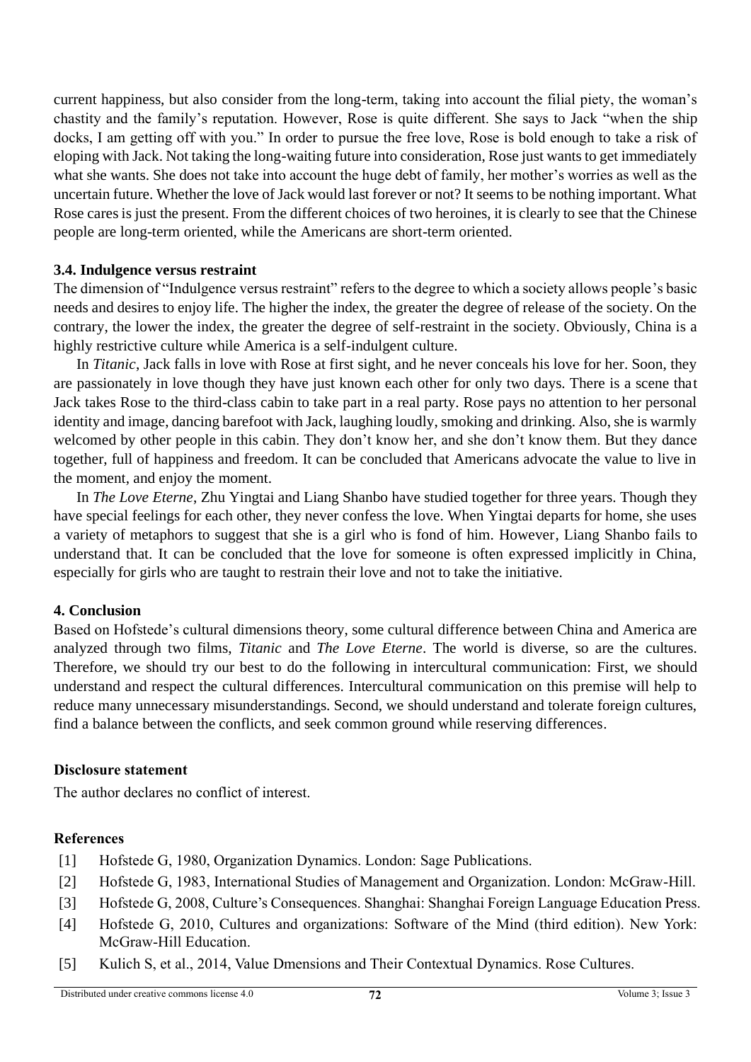current happiness, but also consider from the long-term, taking into account the filial piety, the woman's chastity and the family's reputation. However, Rose is quite different. She says to Jack "when the ship docks, I am getting off with you." In order to pursue the free love, Rose is bold enough to take a risk of eloping with Jack. Not taking the long-waiting future into consideration, Rose just wants to get immediately what she wants. She does not take into account the huge debt of family, her mother's worries as well as the uncertain future. Whether the love of Jack would last forever or not? It seems to be nothing important. What Rose cares is just the present. From the different choices of two heroines, it is clearly to see that the Chinese people are long-term oriented, while the Americans are short-term oriented.

### 3.4. Indulgence versus restraint

The dimension of "Indulgence versus restraint" refers to the degree to which a society allows people's basic needs and desires to enjoy life. The higher the index, the greater the degree of release of the society. On the contrary, the lower the index, the greater the degree of self-restraint in the society. Obviously, China is a highly restrictive culture while America is a self-indulgent culture.

In *Titanic*, Jack falls in love with Rose at first sight, and he never conceals his love for her. Soon, they are passionately in love though they have just known each other for only two days. There is a scene that Jack takes Rose to the third-class cabin to take part in a real party. Rose pays no attention to her personal identity and image, dancing barefoot with Jack, laughing loudly, smoking and drinking. Also, she is warmly welcomed by other people in this cabin. They don't know her, and she don't know them. But they dance together, full of happiness and freedom. It can be concluded that Americans advocate the value to live in the moment, and enjoy the moment.

In *The Love Eterne*, Zhu Yingtai and Liang Shanbo have studied together for three years. Though they have special feelings for each other, they never confess the love. When Yingtai departs for home, she uses a variety of metaphors to suggest that she is a girl who is fond of him. However, Liang Shanbo fails to understand that. It can be concluded that the love for someone is often expressed implicitly in China, especially for girls who are taught to restrain their love and not to take the initiative.

## 4. Conclusion

Based on Hofstede's cultural dimensions theory, some cultural difference between China and America are analyzed through two films, *Titanic* and *The Love Eterne*. The world is diverse, so are the cultures. Therefore, we should try our best to do the following in intercultural communication: First, we should understand and respect the cultural differences. Intercultural communication on this premise will help to reduce many unnecessary misunderstandings. Second, we should understand and tolerate foreign cultures, find a balance between the conflicts, and seek common ground while reserving differences.

## Disclosure statement

The author declares no conflict of interest.

## References

[1] Hofstede G, 1980, Organization Dynamics. London: Sage Publications.

[2] Hofstede G, 1983, International Studies of Management and Organization. London: McGraw-Hill.

[3] Hofstede G, 2008, Culture's Consequences. Shanghai: Shanghai Foreign Language Education Press.

[4] Hofstede G, 2010, Cultures and organizations: Software of the Mind (third edition). New York: McGraw-Hill Education.

[5] Kulich S, et al., 2014, Value Dmensions and Their Contextual Dynamics. Rose Cultures.